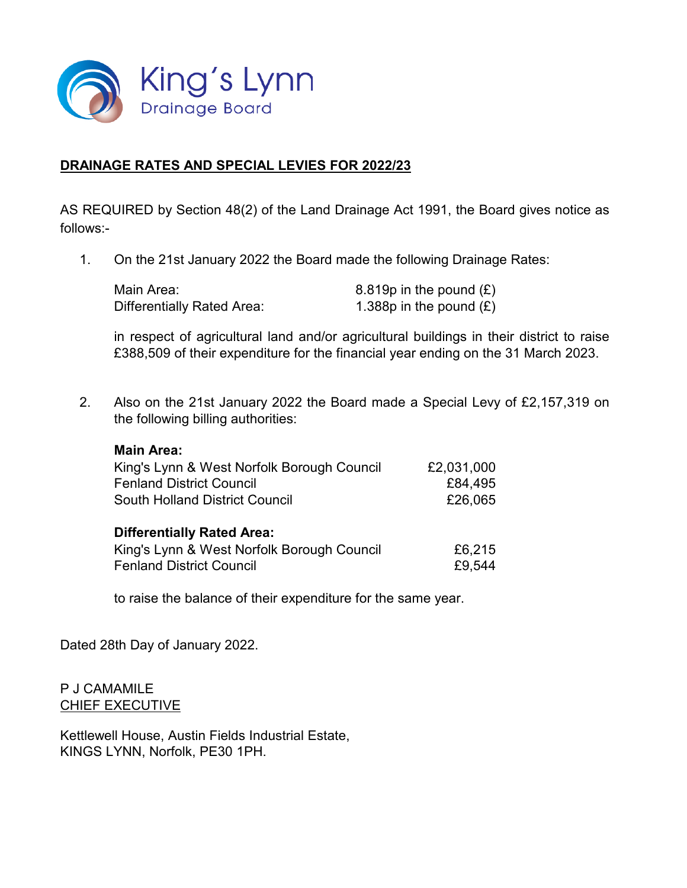King's Lynn
Drainage Board

## DRAINAGE RATES AND SPECIAL LEVIES FOR 2022/23

AS REQUIRED by Section 48(2) of the Land Drainage Act 1991, the Board gives notice as follows:-

1. On the 21st January 2022 the Board made the following Drainage Rates:

| | |
|---|---|
| Main Area: | 8.819p in the pound (£) |
| Differentially Rated Area: | 1.388p in the pound (£) |

   in respect of agricultural land and/or agricultural buildings in their district to raise £388,509 of their expenditure for the financial year ending on the 31 March 2023.

2. Also on the 21st January 2022 the Board made a Special Levy of £2,157,319 on the following billing authorities:

| | |
|---|---|
| **Main Area:** | |
| King's Lynn & West Norfolk Borough Council | £2,031,000 |
| Fenland District Council | £84,495 |
| South Holland District Council | £26,065 |
| **Differentially Rated Area:** | |
| King's Lynn & West Norfolk Borough Council | £6,215 |
| Fenland District Council | £9,544 |

   to raise the balance of their expenditure for the same year.

Dated 28th Day of January 2022.

P J CAMAMILE
CHIEF EXECUTIVE

Kettlewell House, Austin Fields Industrial Estate,
KINGS LYNN, Norfolk, PE30 1PH.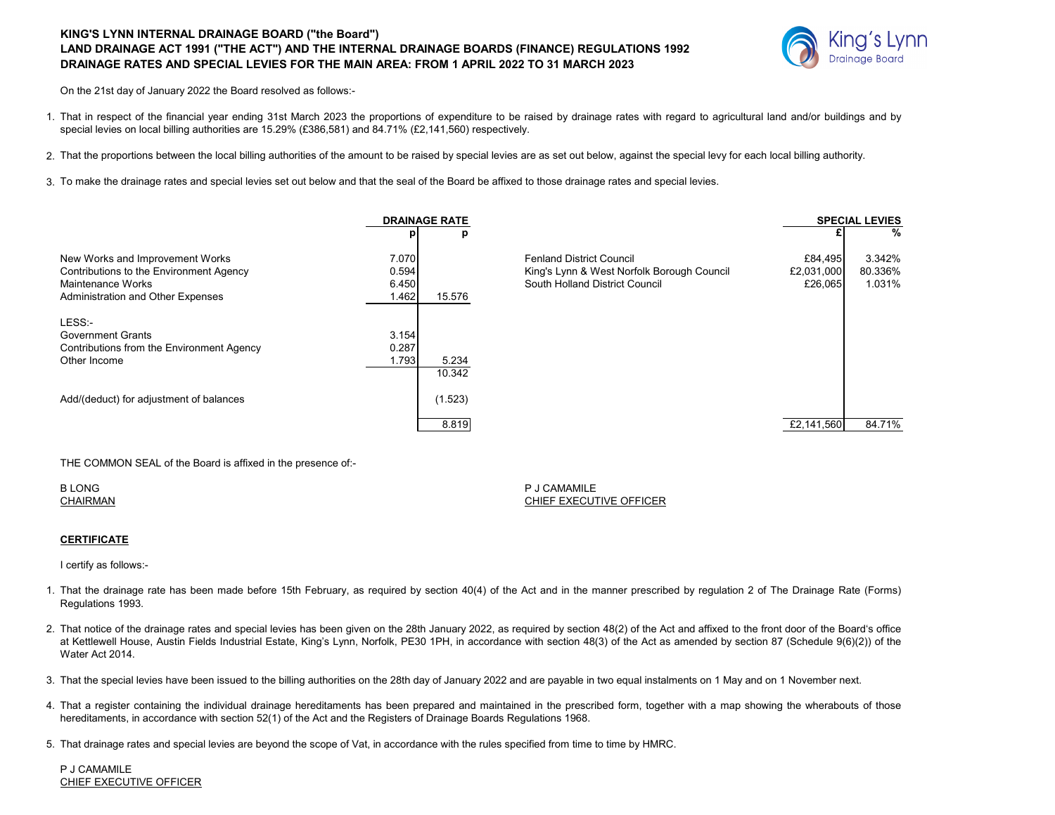**KING'S LYNN INTERNAL DRAINAGE BOARD ("the Board")**
**LAND DRAINAGE ACT 1991 ("THE ACT") AND THE INTERNAL DRAINAGE BOARDS (FINANCE) REGULATIONS 1992**
**DRAINAGE RATES AND SPECIAL LEVIES FOR THE MAIN AREA: FROM 1 APRIL 2022 TO 31 MARCH 2023**

On the 21st day of January 2022 the Board resolved as follows:-

1. That in respect of the financial year ending 31st March 2023 the proportions of expenditure to be raised by drainage rates with regard to agricultural land and/or buildings and by special levies on local billing authorities are 15.29% (£386,581) and 84.71% (£2,141,560) respectively.

2. That the proportions between the local billing authorities of the amount to be raised by special levies are as set out below, against the special levy for each local billing authority.

3. To make the drainage rates and special levies set out below and that the seal of the Board be affixed to those drainage rates and special levies.

| | DRAINAGE RATE | |
|---|---|---|
| | p | p |
| New Works and Improvement Works | 7.070 | |
| Contributions to the Environment Agency | 0.594 | |
| Maintenance Works | 6.450 | |
| Administration and Other Expenses | 1.462 | 15.576 |
| LESS:- | | |
| Government Grants | 3.154 | |
| Contributions from the Environment Agency | 0.287 | |
| Other Income | 1.793 | 5.234 |
| | | 10.342 |
| Add/(deduct) for adjustment of balances | | (1.523) |
| | | 8.819 |

| | SPECIAL LEVIES | |
|---|---|---|
| | £ | % |
| Fenland District Council | £84,495 | 3.342% |
| King's Lynn & West Norfolk Borough Council | £2,031,000 | 80.336% |
| South Holland District Council | £26,065 | 1.031% |
| | £2,141,560 | 84.71% |

THE COMMON SEAL of the Board is affixed in the presence of:-

B LONG
CHAIRMAN

P J CAMAMILE
CHIEF EXECUTIVE OFFICER

**CERTIFICATE**

I certify as follows:-

1. That the drainage rate has been made before 15th February, as required by section 40(4) of the Act and in the manner prescribed by regulation 2 of The Drainage Rate (Forms) Regulations 1993.

2. That notice of the drainage rates and special levies has been given on the 28th January 2022, as required by section 48(2) of the Act and affixed to the front door of the Board's office at Kettlewell House, Austin Fields Industrial Estate, King's Lynn, Norfolk, PE30 1PH, in accordance with section 48(3) of the Act as amended by section 87 (Schedule 9(6)(2)) of the Water Act 2014.

3. That the special levies have been issued to the billing authorities on the 28th day of January 2022 and are payable in two equal instalments on 1 May and on 1 November next.

4. That a register containing the individual drainage hereditaments has been prepared and maintained in the prescribed form, together with a map showing the wherabouts of those hereditaments, in accordance with section 52(1) of the Act and the Registers of Drainage Boards Regulations 1968.

5. That drainage rates and special levies are beyond the scope of Vat, in accordance with the rules specified from time to time by HMRC.

P J CAMAMILE
CHIEF EXECUTIVE OFFICER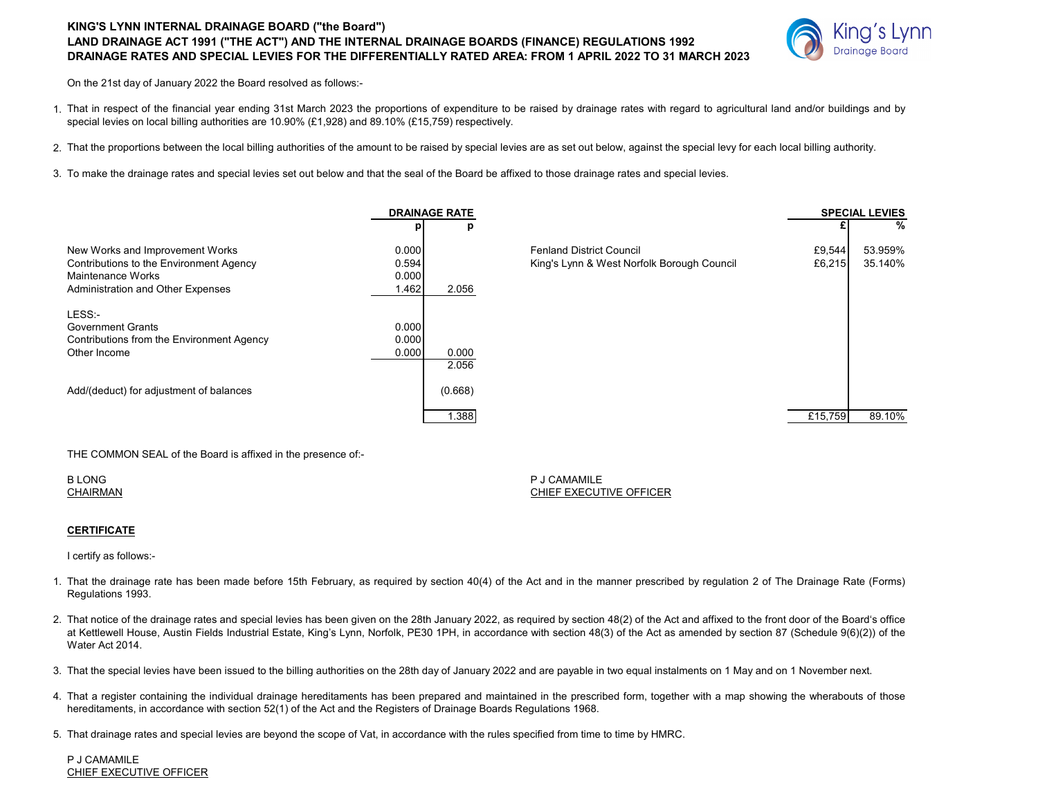**KING'S LYNN INTERNAL DRAINAGE BOARD ("the Board")**
**LAND DRAINAGE ACT 1991 ("THE ACT") AND THE INTERNAL DRAINAGE BOARDS (FINANCE) REGULATIONS 1992**
**DRAINAGE RATES AND SPECIAL LEVIES FOR THE DIFFERENTIALLY RATED AREA: FROM 1 APRIL 2022 TO 31 MARCH 2023**

On the 21st day of January 2022 the Board resolved as follows:-

1. That in respect of the financial year ending 31st March 2023 the proportions of expenditure to be raised by drainage rates with regard to agricultural land and/or buildings and by special levies on local billing authorities are 10.90% (£1,928) and 89.10% (£15,759) respectively.
2. That the proportions between the local billing authorities of the amount to be raised by special levies are as set out below, against the special levy for each local billing authority.
3. To make the drainage rates and special levies set out below and that the seal of the Board be affixed to those drainage rates and special levies.

| | DRAINAGE RATE | |
|---|---|---|
| | p | p |
| New Works and Improvement Works | 0.000 | |
| Contributions to the Environment Agency | 0.594 | |
| Maintenance Works | 0.000 | |
| Administration and Other Expenses | 1.462 | 2.056 |
| LESS:- | | |
| Government Grants | 0.000 | |
| Contributions from the Environment Agency | 0.000 | |
| Other Income | 0.000 | 0.000 |
| | | 2.056 |
| Add/(deduct) for adjustment of balances | | (0.668) |
| | | 1.388 |

| | SPECIAL LEVIES | |
|---|---|---|
| | £ | % |
| Fenland District Council | £9,544 | 53.959% |
| King's Lynn & West Norfolk Borough Council | £6,215 | 35.140% |
| | £15,759 | 89.10% |

THE COMMON SEAL of the Board is affixed in the presence of:-

B LONG
CHAIRMAN

P J CAMAMILE
CHIEF EXECUTIVE OFFICER

**CERTIFICATE**

I certify as follows:-

1. That the drainage rate has been made before 15th February, as required by section 40(4) of the Act and in the manner prescribed by regulation 2 of The Drainage Rate (Forms) Regulations 1993.
2. That notice of the drainage rates and special levies has been given on the 28th January 2022, as required by section 48(2) of the Act and affixed to the front door of the Board's office at Kettlewell House, Austin Fields Industrial Estate, King's Lynn, Norfolk, PE30 1PH, in accordance with section 48(3) of the Act as amended by section 87 (Schedule 9(6)(2)) of the Water Act 2014.
3. That the special levies have been issued to the billing authorities on the 28th day of January 2022 and are payable in two equal instalments on 1 May and on 1 November next.
4. That a register containing the individual drainage hereditaments has been prepared and maintained in the prescribed form, together with a map showing the wherabouts of those hereditaments, in accordance with section 52(1) of the Act and the Registers of Drainage Boards Regulations 1968.
5. That drainage rates and special levies are beyond the scope of Vat, in accordance with the rules specified from time to time by HMRC.

P J CAMAMILE
CHIEF EXECUTIVE OFFICER